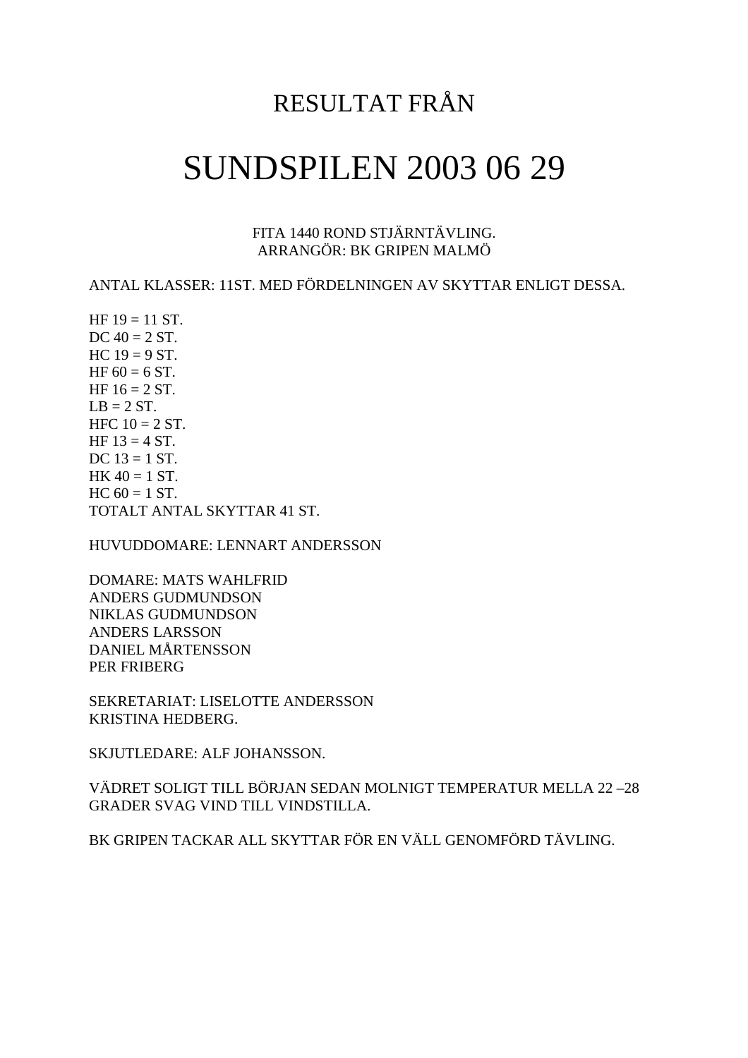# RESULTAT FRÅN

# SUNDSPILEN 2003 06 29

FITA 1440 ROND STJÄRNTÄVLING.
ARRANGÖR: BK GRIPEN MALMÖ

ANTAL KLASSER: 11ST. MED FÖRDELNINGEN AV SKYTTAR ENLIGT DESSA.

HF 19 = 11 ST.
DC 40 = 2 ST.
HC 19 = 9 ST.
HF 60 = 6 ST.
HF 16 = 2 ST.
LB = 2 ST.
HFC 10 = 2 ST.
HF 13 = 4 ST.
DC 13 = 1 ST.
HK 40 = 1 ST.
HC 60 = 1 ST.
TOTALT ANTAL SKYTTAR 41 ST.

HUVUDDOMARE: LENNART ANDERSSON

DOMARE: MATS WAHLFRID
ANDERS GUDMUNDSON
NIKLAS GUDMUNDSON
ANDERS LARSSON
DANIEL MÅRTENSSON
PER FRIBERG

SEKRETARIAT: LISELOTTE ANDERSSON
KRISTINA HEDBERG.

SKJUTLEDARE: ALF JOHANSSON.

VÄDRET SOLIGT TILL BÖRJAN SEDAN MOLNIGT TEMPERATUR MELLA 22 –28 GRADER SVAG VIND TILL VINDSTILLA.

BK GRIPEN TACKAR ALL SKYTTAR FÖR EN VÄLL GENOMFÖRD TÄVLING.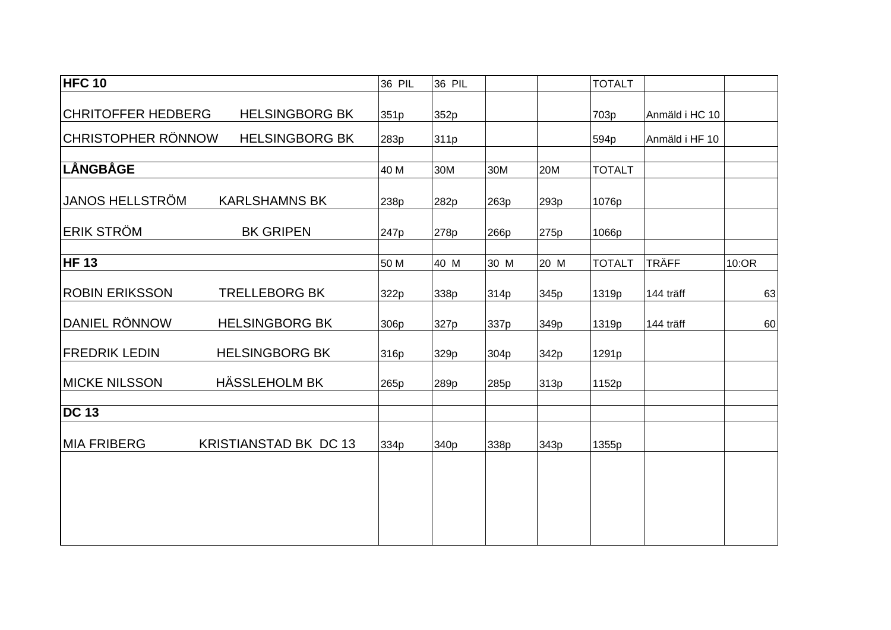| HFC 10 | | 36 PIL | 36 PIL | | | TOTALT | | |
|---|---|---|---|---|---|---|---|---|
| CHRITOFFER HEDBERG | HELSINGBORG BK | 351p | 352p | | | 703p | Anmäld i HC 10 | |
| CHRISTOPHER RÖNNOW | HELSINGBORG BK | 283p | 311p | | | 594p | Anmäld i HF 10 | |
| | | | | | | | | |
| **LÅNGBÅGE** | | 40 M | 30M | 30M | 20M | TOTALT | | |
| JANOS HELLSTRÖM | KARLSHAMNS BK | 238p | 282p | 263p | 293p | 1076p | | |
| ERIK STRÖM | BK GRIPEN | 247p | 278p | 266p | 275p | 1066p | | |
| | | | | | | | | |
| **HF 13** | | 50 M | 40 M | 30 M | 20 M | TOTALT | TRÄFF | 10:OR |
| ROBIN ERIKSSON | TRELLEBORG BK | 322p | 338p | 314p | 345p | 1319p | 144 träff | 63 |
| DANIEL RÖNNOW | HELSINGBORG BK | 306p | 327p | 337p | 349p | 1319p | 144 träff | 60 |
| FREDRIK LEDIN | HELSINGBORG BK | 316p | 329p | 304p | 342p | 1291p | | |
| MICKE NILSSON | HÄSSLEHOLM BK | 265p | 289p | 285p | 313p | 1152p | | |
| | | | | | | | | |
| **DC 13** | | | | | | | | |
| MIA FRIBERG | KRISTIANSTAD BK DC 13 | 334p | 340p | 338p | 343p | 1355p | | |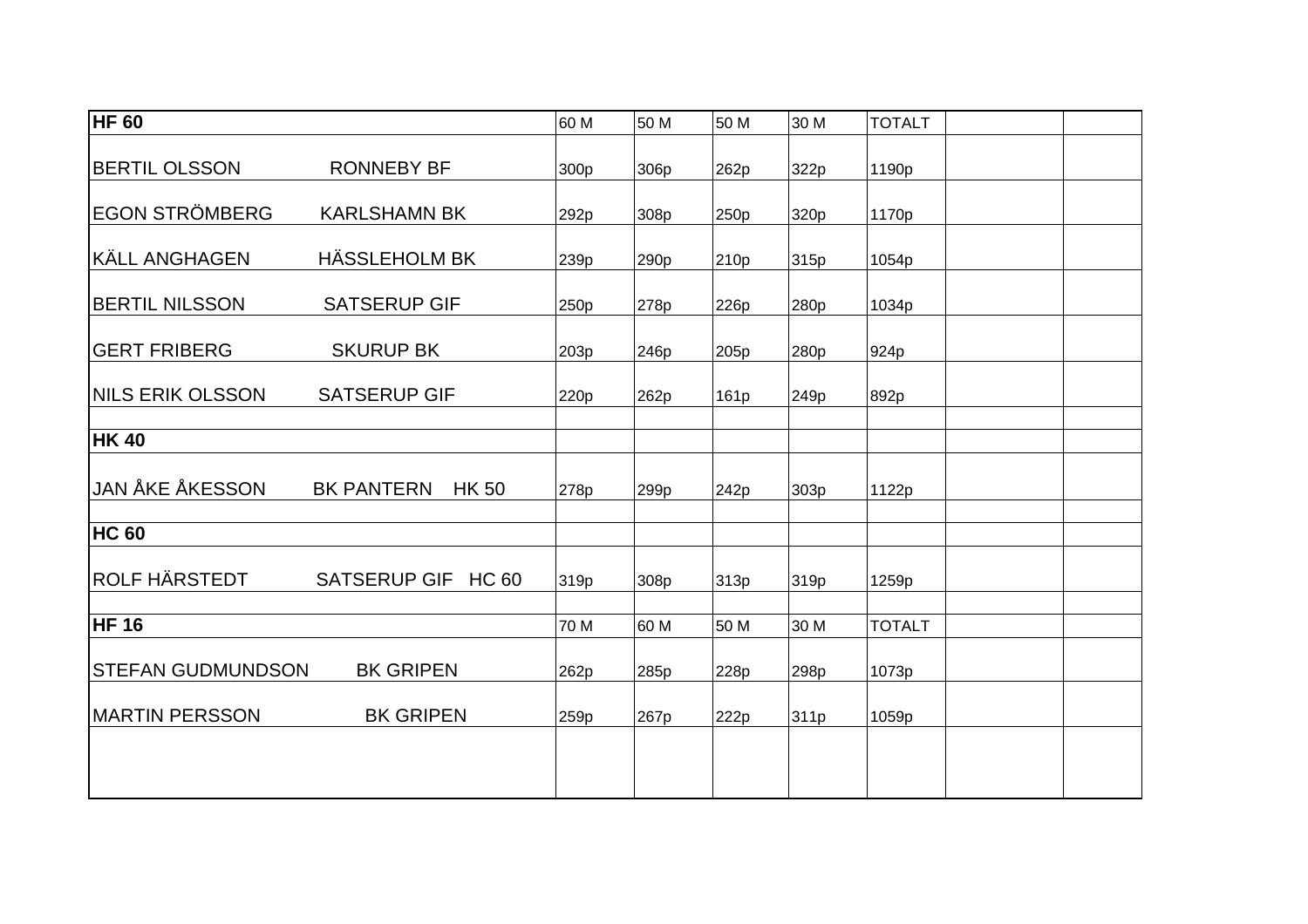| HF 60 | | 60 M | 50 M | 50 M | 30 M | TOTALT | | |
|---|---|---|---|---|---|---|---|---|
| BERTIL OLSSON | RONNEBY BF | 300p | 306p | 262p | 322p | 1190p | | |
| EGON STRÖMBERG | KARLSHAMN BK | 292p | 308p | 250p | 320p | 1170p | | |
| KÄLL ANGHAGEN | HÄSSLEHOLM BK | 239p | 290p | 210p | 315p | 1054p | | |
| BERTIL NILSSON | SATSERUP GIF | 250p | 278p | 226p | 280p | 1034p | | |
| GERT FRIBERG | SKURUP BK | 203p | 246p | 205p | 280p | 924p | | |
| NILS ERIK OLSSON | SATSERUP GIF | 220p | 262p | 161p | 249p | 892p | | |
| | | | | | | | | |
| **HK 40** | | | | | | | | |
| JAN ÅKE ÅKESSON | BK PANTERN HK 50 | 278p | 299p | 242p | 303p | 1122p | | |
| | | | | | | | | |
| **HC 60** | | | | | | | | |
| ROLF HÄRSTEDT | SATSERUP GIF HC 60 | 319p | 308p | 313p | 319p | 1259p | | |
| | | | | | | | | |
| **HF 16** | | 70 M | 60 M | 50 M | 30 M | TOTALT | | |
| STEFAN GUDMUNDSON | BK GRIPEN | 262p | 285p | 228p | 298p | 1073p | | |
| MARTIN PERSSON | BK GRIPEN | 259p | 267p | 222p | 311p | 1059p | | |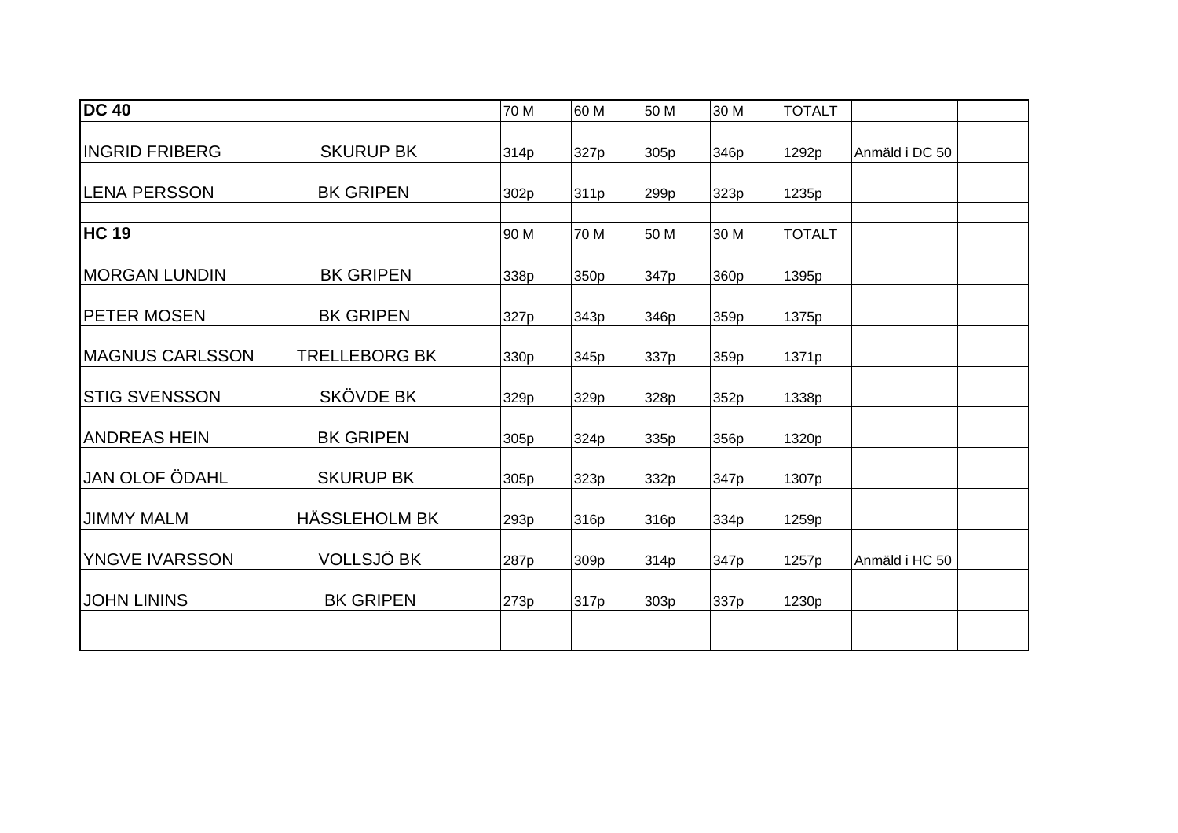| DC 40 | | 70 M | 60 M | 50 M | 30 M | TOTALT | | |
|---|---|---|---|---|---|---|---|---|
| INGRID FRIBERG | SKURUP BK | 314p | 327p | 305p | 346p | 1292p | Anmäld i DC 50 | |
| LENA PERSSON | BK GRIPEN | 302p | 311p | 299p | 323p | 1235p | | |
| | | | | | | | | |
| **HC 19** | | 90 M | 70 M | 50 M | 30 M | TOTALT | | |
| MORGAN LUNDIN | BK GRIPEN | 338p | 350p | 347p | 360p | 1395p | | |
| PETER MOSEN | BK GRIPEN | 327p | 343p | 346p | 359p | 1375p | | |
| MAGNUS CARLSSON | TRELLEBORG BK | 330p | 345p | 337p | 359p | 1371p | | |
| STIG SVENSSON | SKÖVDE BK | 329p | 329p | 328p | 352p | 1338p | | |
| ANDREAS HEIN | BK GRIPEN | 305p | 324p | 335p | 356p | 1320p | | |
| JAN OLOF ÖDAHL | SKURUP BK | 305p | 323p | 332p | 347p | 1307p | | |
| JIMMY MALM | HÄSSLEHOLM BK | 293p | 316p | 316p | 334p | 1259p | | |
| YNGVE IVARSSON | VOLLSJÖ BK | 287p | 309p | 314p | 347p | 1257p | Anmäld i HC 50 | |
| JOHN LININS | BK GRIPEN | 273p | 317p | 303p | 337p | 1230p | | |
| | | | | | | | | |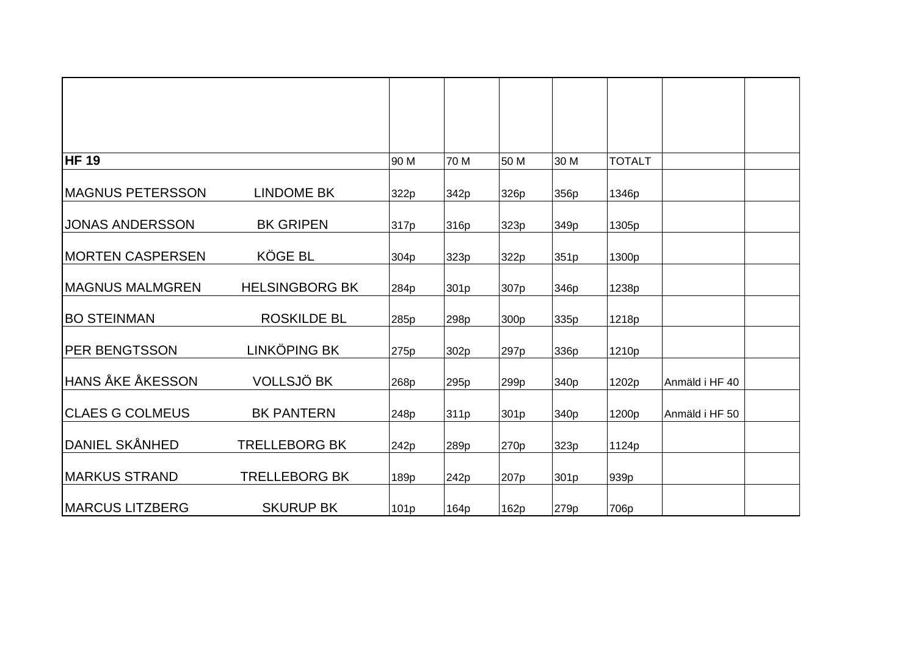| | | | | | | | | |
|---|---|---|---|---|---|---|---|---|
| **HF 19** | | 90 M | 70 M | 50 M | 30 M | TOTALT | | |
| MAGNUS PETERSSON | LINDOME BK | 322p | 342p | 326p | 356p | 1346p | | |
| JONAS ANDERSSON | BK GRIPEN | 317p | 316p | 323p | 349p | 1305p | | |
| MORTEN CASPERSEN | KÖGE BL | 304p | 323p | 322p | 351p | 1300p | | |
| MAGNUS MALMGREN | HELSINGBORG BK | 284p | 301p | 307p | 346p | 1238p | | |
| BO STEINMAN | ROSKILDE BL | 285p | 298p | 300p | 335p | 1218p | | |
| PER BENGTSSON | LINKÖPING BK | 275p | 302p | 297p | 336p | 1210p | | |
| HANS ÅKE ÅKESSON | VOLLSJÖ BK | 268p | 295p | 299p | 340p | 1202p | Anmäld i HF 40 | |
| CLAES G COLMEUS | BK PANTERN | 248p | 311p | 301p | 340p | 1200p | Anmäld i HF 50 | |
| DANIEL SKÅNHED | TRELLEBORG BK | 242p | 289p | 270p | 323p | 1124p | | |
| MARKUS STRAND | TRELLEBORG BK | 189p | 242p | 207p | 301p | 939p | | |
| MARCUS LITZBERG | SKURUP BK | 101p | 164p | 162p | 279p | 706p | | |